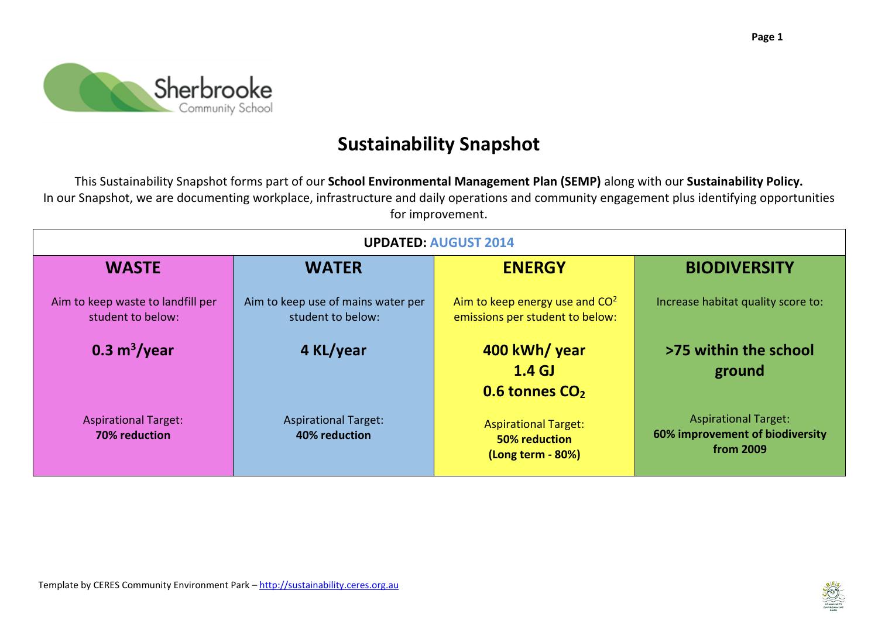Sherbrooke Community School

# Sustainability Snapshot

This Sustainability Snapshot forms part of our **School Environmental Management Plan (SEMP)** along with our **Sustainability Policy.**
In our Snapshot, we are documenting workplace, infrastructure and daily operations and community engagement plus identifying opportunities for improvement.

| UPDATED: AUGUST 2014 | | | |
|---|---|---|---|
| **WASTE** | **WATER** | **ENERGY** | **BIODIVERSITY** |
| Aim to keep waste to landfill per student to below: | Aim to keep use of mains water per student to below: | Aim to keep energy use and $CO^2$ emissions per student to below: | Increase habitat quality score to: |
| **0.3 $m^3$/year** | **4 KL/year** | **400 kWh/ year**<br>**1.4 GJ**<br>**0.6 tonnes $CO_2$** | **>75 within the school ground** |
| Aspirational Target:<br>**70% reduction** | Aspirational Target:<br>**40% reduction** | Aspirational Target:<br>**50% reduction**<br>**(Long term - 80%)** | Aspirational Target:<br>**60% improvement of biodiversity from 2009** |

Template by CERES Community Environment Park – http://sustainability.ceres.org.au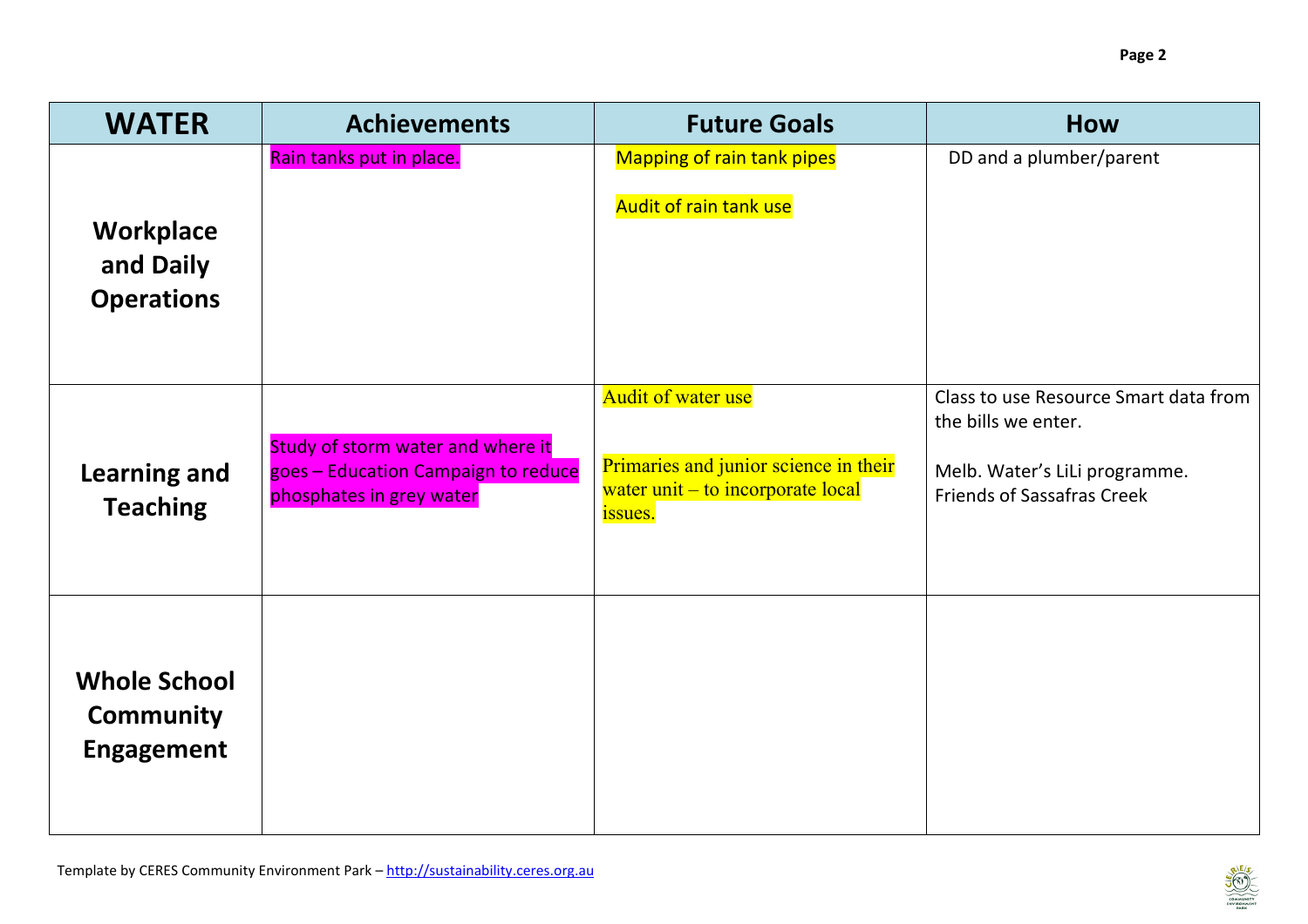| WATER | Achievements | Future Goals | How |
|---|---|---|---|
| **Workplace and Daily Operations** | Rain tanks put in place. | Mapping of rain tank pipes<br><br>Audit of rain tank use | DD and a plumber/parent |
| **Learning and Teaching** | Study of storm water and where it goes – Education Campaign to reduce phosphates in grey water | Audit of water use<br><br>Primaries and junior science in their water unit – to incorporate local issues. | Class to use Resource Smart data from the bills we enter.<br><br>Melb. Water's LiLi programme. Friends of Sassafras Creek |
| **Whole School Community Engagement** | | | |

Template by CERES Community Environment Park – http://sustainability.ceres.org.au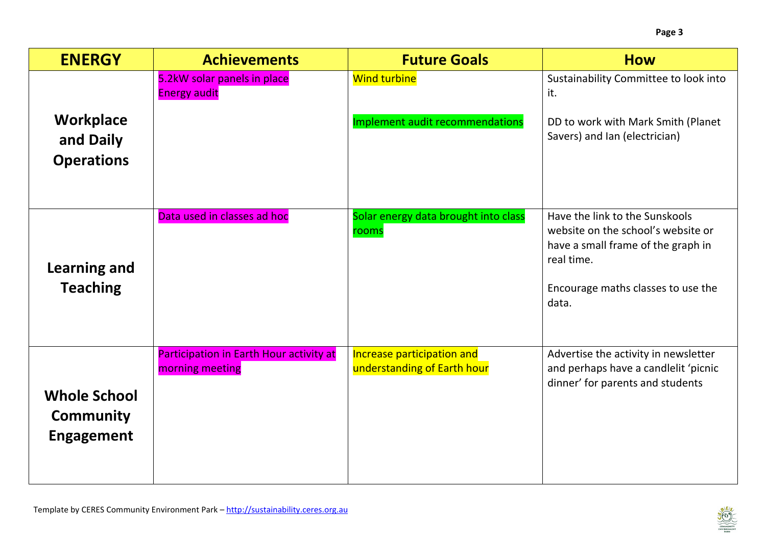| ENERGY | Achievements | Future Goals | How |
|---|---|---|---|
| **Workplace and Daily Operations** | 5.2kW solar panels in place<br>Energy audit | Wind turbine<br><br>Implement audit recommendations | Sustainability Committee to look into it.<br><br>DD to work with Mark Smith (Planet Savers) and Ian (electrician) |
| **Learning and Teaching** | Data used in classes ad hoc | Solar energy data brought into class rooms | Have the link to the Sunskools website on the school's website or have a small frame of the graph in real time.<br><br>Encourage maths classes to use the data. |
| **Whole School Community Engagement** | Participation in Earth Hour activity at morning meeting | Increase participation and understanding of Earth hour | Advertise the activity in newsletter and perhaps have a candlelit 'picnic dinner' for parents and students |

Template by CERES Community Environment Park – http://sustainability.ceres.org.au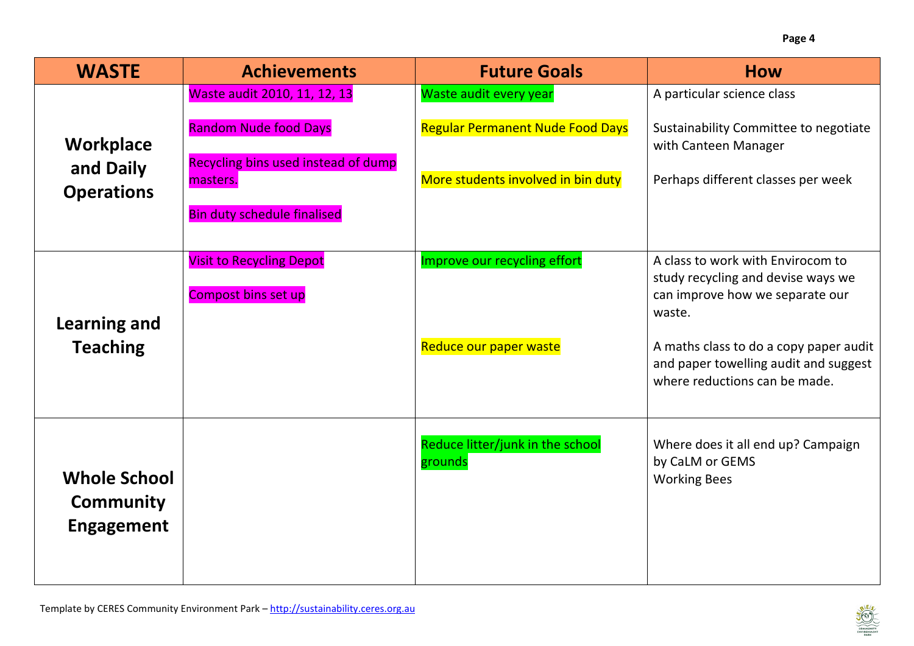| WASTE | Achievements | Future Goals | How |
|---|---|---|---|
| **Workplace and Daily Operations** | Waste audit 2010, 11, 12, 13<br><br>Random Nude food Days<br><br>Recycling bins used instead of dump masters.<br><br>Bin duty schedule finalised | Waste audit every year<br><br>Regular Permanent Nude Food Days<br><br>More students involved in bin duty | A particular science class<br><br>Sustainability Committee to negotiate with Canteen Manager<br><br>Perhaps different classes per week |
| **Learning and Teaching** | Visit to Recycling Depot<br><br>Compost bins set up | Improve our recycling effort<br><br>Reduce our paper waste | A class to work with Envirocom to study recycling and devise ways we can improve how we separate our waste.<br><br>A maths class to do a copy paper audit and paper towelling audit and suggest where reductions can be made. |
| **Whole School Community Engagement** | | Reduce litter/junk in the school grounds | Where does it all end up? Campaign by CaLM or GEMS<br>Working Bees |

Template by CERES Community Environment Park – http://sustainability.ceres.org.au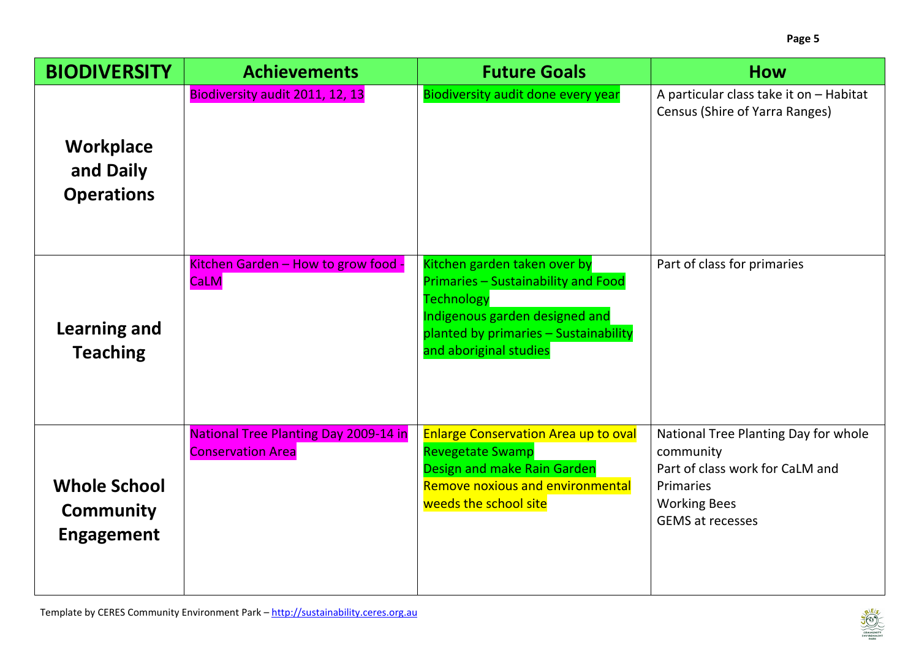| BIODIVERSITY | Achievements | Future Goals | How |
|---|---|---|---|
| **Workplace and Daily Operations** | Biodiversity audit 2011, 12, 13 | Biodiversity audit done every year | A particular class take it on – Habitat Census (Shire of Yarra Ranges) |
| **Learning and Teaching** | Kitchen Garden – How to grow food - CaLM | Kitchen garden taken over by Primaries – Sustainability and Food Technology<br>Indigenous garden designed and planted by primaries – Sustainability and aboriginal studies | Part of class for primaries |
| **Whole School Community Engagement** | National Tree Planting Day 2009-14 in Conservation Area | Enlarge Conservation Area up to oval<br>Revegetate Swamp<br>Design and make Rain Garden<br>Remove noxious and environmental weeds the school site | National Tree Planting Day for whole community<br>Part of class work for CaLM and Primaries<br>Working Bees<br>GEMS at recesses |

Template by CERES Community Environment Park – http://sustainability.ceres.org.au